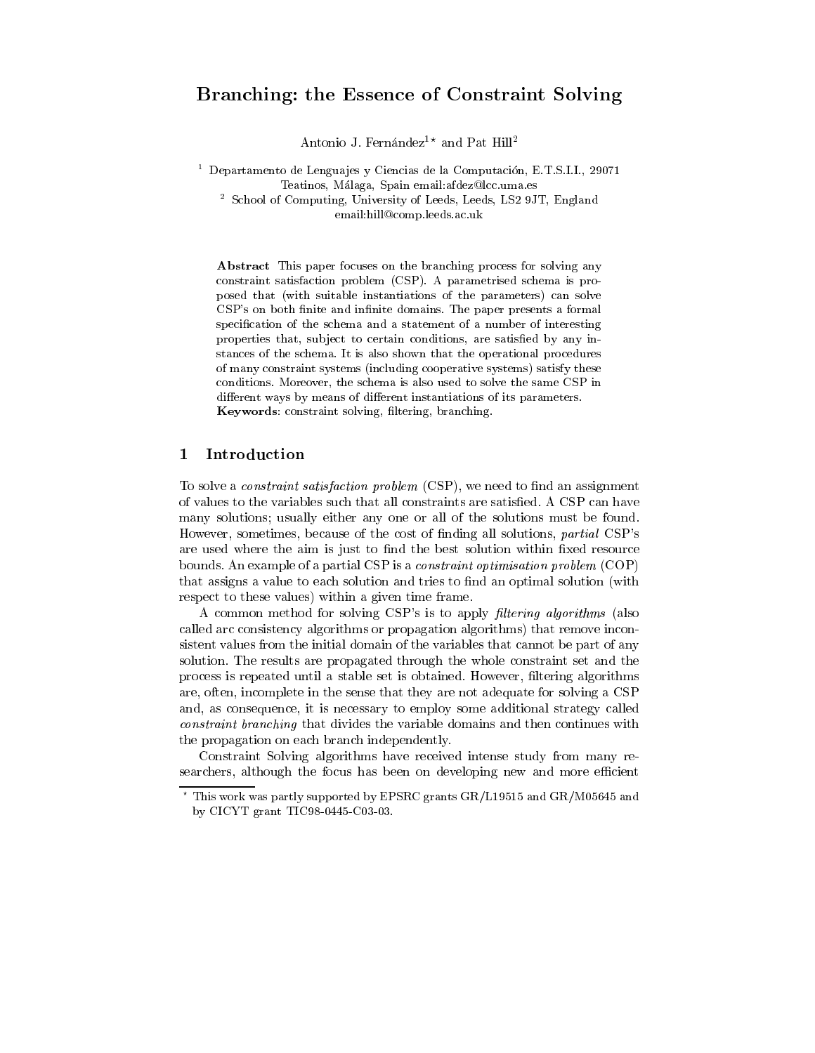# Branching: the Essence of Constraint Solving

Antonio J. Fernández[1*] and Pat Hill[2]

[1] Departamento de Lenguajes y Ciencias de la Computación, E.T.S.I.I., 29071 Teatinos, Málaga, Spain email:afdez@lcc.uma.es

[2] School of Computing, University of Leeds, Leeds, LS2 9JT, England email:hill@comp.leeds.ac.uk

**Abstract** This paper focuses on the branching process for solving any constraint satisfaction problem (CSP). A parametrised schema is proposed that (with suitable instantiations of the parameters) can solve CSP's on both finite and infinite domains. The paper presents a formal specification of the schema and a statement of a number of interesting properties that, subject to certain conditions, are satisfied by any instances of the schema. It is also shown that the operational procedures of many constraint systems (including cooperative systems) satisfy these conditions. Moreover, the schema is also used to solve the same CSP in different ways by means of different instantiations of its parameters.
**Keywords**: constraint solving, filtering, branching.

## 1 Introduction

To solve a *constraint satisfaction problem* (CSP), we need to find an assignment of values to the variables such that all constraints are satisfied. A CSP can have many solutions; usually either any one or all of the solutions must be found. However, sometimes, because of the cost of finding all solutions, *partial* CSP's are used where the aim is just to find the best solution within fixed resource bounds. An example of a partial CSP is a *constraint optimisation problem* (COP) that assigns a value to each solution and tries to find an optimal solution (with respect to these values) within a given time frame.

A common method for solving CSP's is to apply *filtering algorithms* (also called arc consistency algorithms or propagation algorithms) that remove inconsistent values from the initial domain of the variables that cannot be part of any solution. The results are propagated through the whole constraint set and the process is repeated until a stable set is obtained. However, filtering algorithms are, often, incomplete in the sense that they are not adequate for solving a CSP and, as consequence, it is necessary to employ some additional strategy called *constraint branching* that divides the variable domains and then continues with the propagation on each branch independently.

Constraint Solving algorithms have received intense study from many researchers, although the focus has been on developing new and more efficient

[*] This work was partly supported by EPSRC grants GR/L19515 and GR/M05645 and by CICYT grant TIC98-0445-C03-03.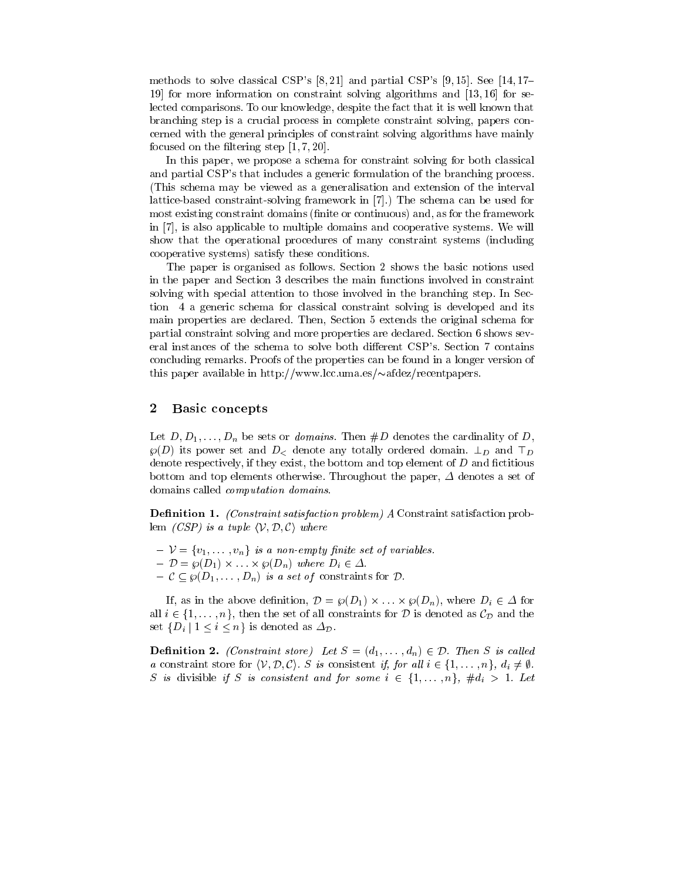methods to solve classical CSP's [8, 21] and partial CSP's [9, 15]. See [14, 17–19] for more information on constraint solving algorithms and [13, 16] for selected comparisons. To our knowledge, despite the fact that it is well known that branching step is a crucial process in complete constraint solving, papers concerned with the general principles of constraint solving algorithms have mainly focused on the filtering step [1, 7, 20].

In this paper, we propose a schema for constraint solving for both classical and partial CSP's that includes a generic formulation of the branching process. (This schema may be viewed as a generalisation and extension of the interval lattice-based constraint-solving framework in [7].) The schema can be used for most existing constraint domains (finite or continuous) and, as for the framework in [7], is also applicable to multiple domains and cooperative systems. We will show that the operational procedures of many constraint systems (including cooperative systems) satisfy these conditions.

The paper is organised as follows. Section 2 shows the basic notions used in the paper and Section 3 describes the main functions involved in constraint solving with special attention to those involved in the branching step. In Section 4 a generic schema for classical constraint solving is developed and its main properties are declared. Then, Section 5 extends the original schema for partial constraint solving and more properties are declared. Section 6 shows several instances of the schema to solve both different CSP's. Section 7 contains concluding remarks. Proofs of the properties can be found in a longer version of this paper available in http://www.lcc.uma.es/∼afdez/recentpapers.

## 2 Basic concepts

Let $D, D_1, \ldots, D_n$ be sets or *domains*. Then $\#D$ denotes the cardinality of $D$, $\wp(D)$ its power set and $D_<$ denote any totally ordered domain. $\perp_D$ and $\top_D$ denote respectively, if they exist, the bottom and top element of $D$ and fictitious bottom and top elements otherwise. Throughout the paper, $\Delta$ denotes a set of domains called *computation domains*.

**Definition 1.** *(Constraint satisfaction problem) A* Constraint satisfaction problem *(CSP) is a tuple* $\langle \mathcal{V}, \mathcal{D}, \mathcal{C} \rangle$ *where*

- $\mathcal{V} = \{v_1, \ldots, v_n\}$ *is a non-empty finite set of variables.*
- $\mathcal{D} = \wp(D_1) \times \ldots \times \wp(D_n)$ *where* $D_i \in \Delta$.
- $\mathcal{C} \subseteq \wp(D_1, \ldots, D_n)$ *is a set of* constraints *for* $\mathcal{D}$.

If, as in the above definition, $\mathcal{D} = \wp(D_1) \times \ldots \times \wp(D_n)$, where $D_i \in \Delta$ for all $i \in \{1, \ldots, n\}$, then the set of all constraints for $\mathcal{D}$ is denoted as $\mathcal{C}_{\mathcal{D}}$ and the set $\{D_i \mid 1 \leq i \leq n\}$ is denoted as $\Delta_{\mathcal{D}}$.

**Definition 2.** *(Constraint store) Let* $S = (d_1, \ldots, d_n) \in \mathcal{D}$. *Then* $S$ *is called a* constraint store *for* $\langle \mathcal{V}, \mathcal{D}, \mathcal{C} \rangle$. $S$ *is* consistent *if, for all* $i \in \{1, \ldots, n\}$, $d_i \neq \emptyset$. $S$ *is* divisible *if* $S$ *is consistent and for some* $i \in \{1, \ldots, n\}$, $\#d_i > 1$. *Let*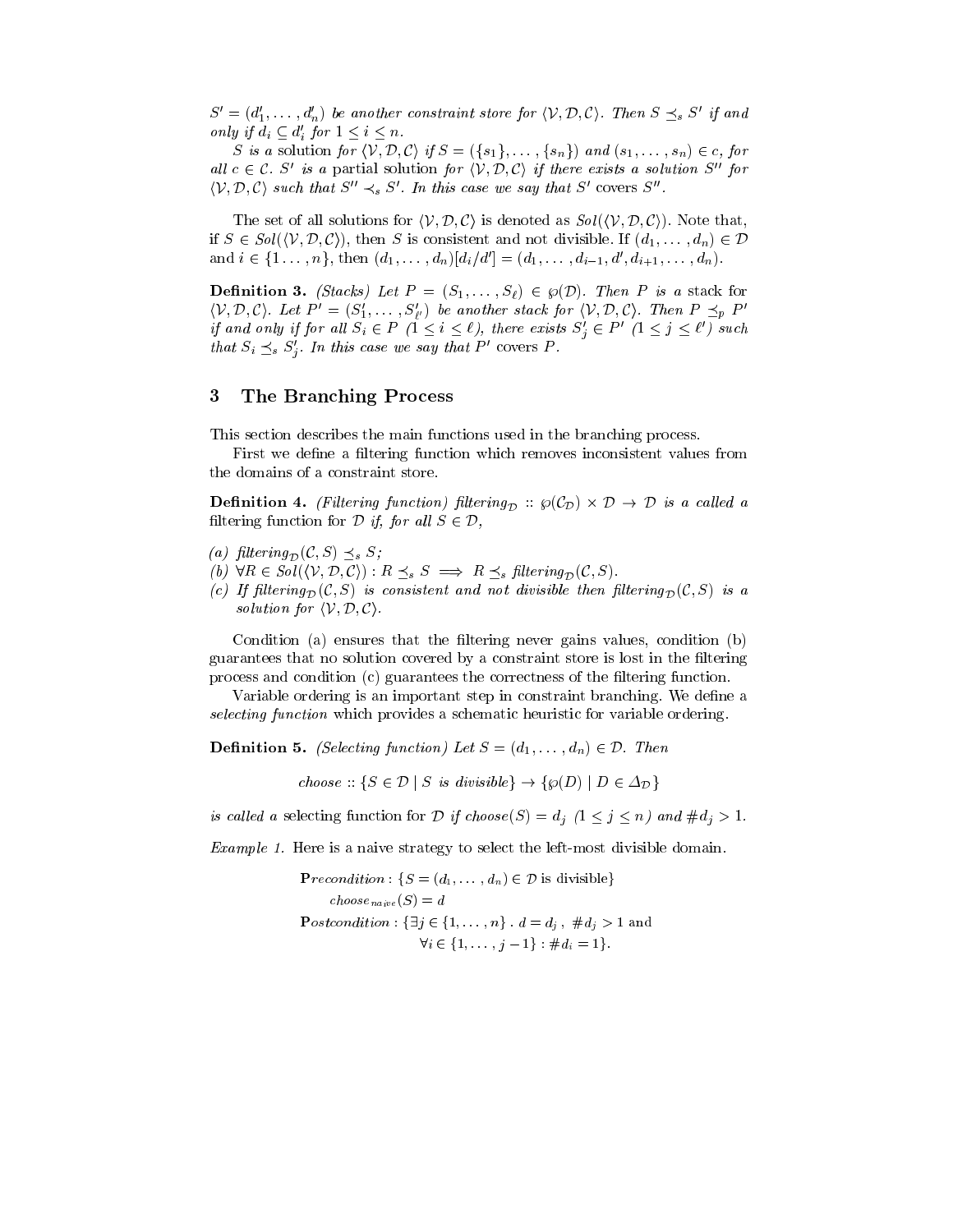$S' = (d'_1, \ldots, d'_n)$ *be another constraint store for* $\langle \mathcal{V}, \mathcal{D}, \mathcal{C} \rangle$. *Then* $S \preceq_s S'$ *if and only if* $d_i \subseteq d'_i$ *for* $1 \leq i \leq n$.

$S$ *is a* solution *for* $\langle \mathcal{V}, \mathcal{D}, \mathcal{C} \rangle$ *if* $S = (\{s_1\}, \ldots, \{s_n\})$ *and* $(s_1, \ldots, s_n) \in c$, *for all* $c \in \mathcal{C}$. $S'$ *is a* partial solution *for* $\langle \mathcal{V}, \mathcal{D}, \mathcal{C} \rangle$ *if there exists a solution* $S''$ *for* $\langle \mathcal{V}, \mathcal{D}, \mathcal{C} \rangle$ *such that* $S'' \prec_s S'$. *In this case we say that* $S'$ covers $S''$.

The set of all solutions for $\langle \mathcal{V}, \mathcal{D}, \mathcal{C} \rangle$ is denoted as $Sol(\langle \mathcal{V}, \mathcal{D}, \mathcal{C} \rangle)$. Note that, if $S \in Sol(\langle \mathcal{V}, \mathcal{D}, \mathcal{C} \rangle)$, then $S$ is consistent and not divisible. If $(d_1, \ldots, d_n) \in \mathcal{D}$ and $i \in \{1 \ldots, n\}$, then $(d_1, \ldots, d_n)[d_i/d'] = (d_1, \ldots, d_{i-1}, d', d_{i+1}, \ldots, d_n)$.

**Definition 3.** *(Stacks) Let* $P = (S_1, \ldots, S_\ell) \in \wp(\mathcal{D})$. *Then* $P$ *is a* stack *for* $\langle \mathcal{V}, \mathcal{D}, \mathcal{C} \rangle$. *Let* $P' = (S'_1, \ldots, S'_{\ell'})$ *be another stack for* $\langle \mathcal{V}, \mathcal{D}, \mathcal{C} \rangle$. *Then* $P \preceq_p P'$ *if and only if for all* $S_i \in P$ $(1 \leq i \leq \ell)$, *there exists* $S'_j \in P'$ $(1 \leq j \leq \ell')$ *such that* $S_i \preceq_s S'_j$. *In this case we say that* $P'$ covers $P$.

## 3 The Branching Process

This section describes the main functions used in the branching process.

First we define a filtering function which removes inconsistent values from the domains of a constraint store.

**Definition 4.** *(Filtering function)* $filtering_{\mathcal{D}} :: \wp(\mathcal{C}_{\mathcal{D}}) \times \mathcal{D} \rightarrow \mathcal{D}$ *is a called a* filtering function *for* $\mathcal{D}$ *if, for all* $S \in \mathcal{D}$,

*(a)* $filtering_{\mathcal{D}}(\mathcal{C}, S) \preceq_s S$;
*(b)* $\forall R \in Sol(\langle \mathcal{V}, \mathcal{D}, \mathcal{C} \rangle) : R \preceq_s S \implies R \preceq_s filtering_{\mathcal{D}}(\mathcal{C}, S)$.
*(c) If* $filtering_{\mathcal{D}}(\mathcal{C}, S)$ *is consistent and not divisible then* $filtering_{\mathcal{D}}(\mathcal{C}, S)$ *is a solution for* $\langle \mathcal{V}, \mathcal{D}, \mathcal{C} \rangle$.

Condition (a) ensures that the filtering never gains values, condition (b) guarantees that no solution covered by a constraint store is lost in the filtering process and condition (c) guarantees the correctness of the filtering function.

Variable ordering is an important step in constraint branching. We define a *selecting function* which provides a schematic heuristic for variable ordering.

**Definition 5.** *(Selecting function) Let* $S = (d_1, \ldots, d_n) \in \mathcal{D}$. *Then*

$$choose :: \{S \in \mathcal{D} \mid S \text{ is divisible}\} \rightarrow \{\wp(D) \mid D \in \Delta_{\mathcal{D}}\}$$

*is called a* selecting function *for* $\mathcal{D}$ *if* $choose(S) = d_j$ $(1 \leq j \leq n)$ *and* $\#d_j > 1$.

*Example 1.* Here is a naive strategy to select the left-most divisible domain.

$$\begin{array}{l} \mathbf{P}recondition : \{S = (d_1, \ldots, d_n) \in \mathcal{D} \text{ is divisible}\} \\ \quad choose_{naive}(S) = d \\ \mathbf{P}ostcondition : \{\exists j \in \{1, \ldots, n\} \,.\, d = d_j \,,\ \#d_j > 1 \text{ and} \\ \qquad\qquad\qquad\quad \forall i \in \{1, \ldots, j-1\} : \#d_i = 1\}. \end{array}$$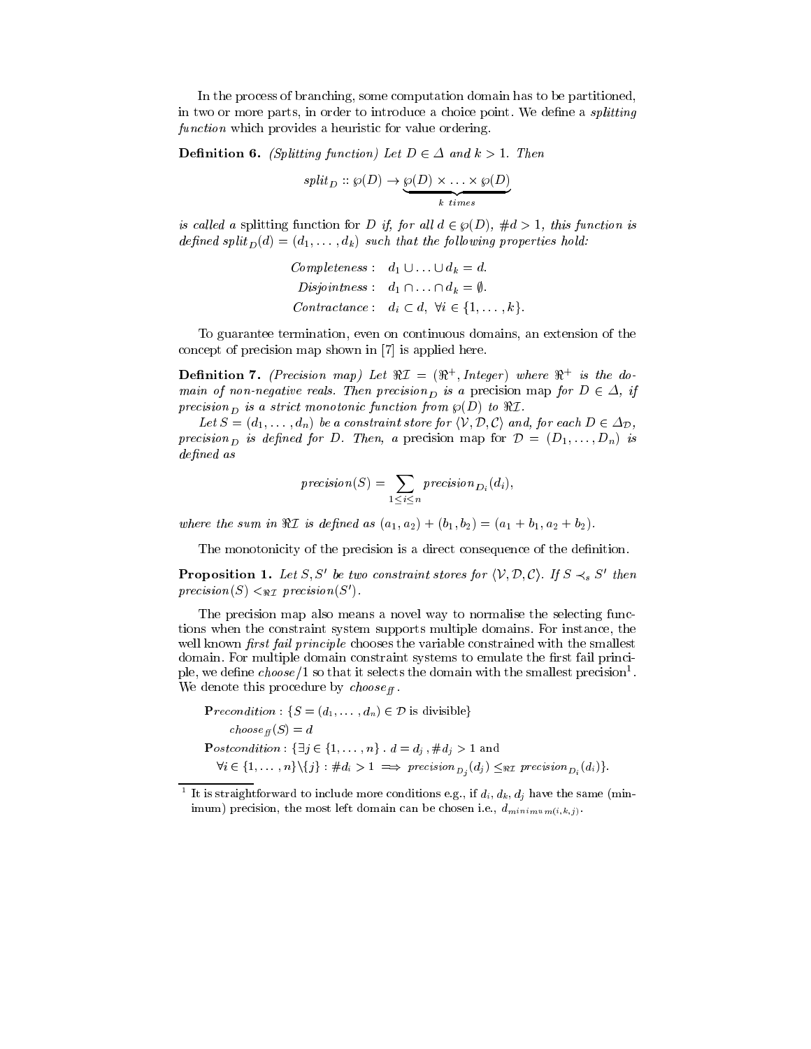In the process of branching, some computation domain has to be partitioned, in two or more parts, in order to introduce a choice point. We define a *splitting function* which provides a heuristic for value ordering.

**Definition 6.** *(Splitting function) Let $D \in \Delta$ and $k > 1$. Then*

$$split_D :: \wp(D) \rightarrow \underbrace{\wp(D) \times \ldots \times \wp(D)}_{k \ times}$$

*is called a* splitting function for $D$ *if, for all $d \in \wp(D)$, $\#d > 1$, this function is defined $split_D(d) = (d_1, \ldots, d_k)$ such that the following properties hold:*

$$\begin{aligned} Completeness: &\quad d_1 \cup \ldots \cup d_k = d. \\ Disjointness: &\quad d_1 \cap \ldots \cap d_k = \emptyset. \\ Contractance: &\quad d_i \subset d, \ \forall i \in \{1, \ldots, k\}. \end{aligned}$$

To guarantee termination, even on continuous domains, an extension of the concept of precision map shown in [7] is applied here.

**Definition 7.** *(Precision map) Let $\Re\mathcal{I} = (\Re^+, Integer)$ where $\Re^+$ is the domain of non-negative reals. Then $precision_D$ is a* precision map *for $D \in \Delta$, if $precision_D$ is a strict monotonic function from $\wp(D)$ to $\Re\mathcal{I}$.*

*Let $S = (d_1, \ldots, d_n)$ be a constraint store for $\langle \mathcal{V}, \mathcal{D}, \mathcal{C} \rangle$ and, for each $D \in \Delta_{\mathcal{D}}$, $precision_D$ is defined for $D$. Then, a* precision map *for $\mathcal{D} = (D_1, \ldots, D_n)$ is defined as*

$$precision(S) = \sum_{1 \leq i \leq n} precision_{D_i}(d_i),$$

*where the sum in $\Re\mathcal{I}$ is defined as $(a_1, a_2) + (b_1, b_2) = (a_1 + b_1, a_2 + b_2)$.*

The monotonicity of the precision is a direct consequence of the definition.

**Proposition 1.** *Let $S, S'$ be two constraint stores for $\langle \mathcal{V}, \mathcal{D}, \mathcal{C} \rangle$. If $S \prec_s S'$ then $precision(S) <_{\Re\mathcal{I}} precision(S')$.*

The precision map also means a novel way to normalise the selecting functions when the constraint system supports multiple domains. For instance, the well known *first fail principle* chooses the variable constrained with the smallest domain. For multiple domain constraint systems to emulate the first fail principle, we define $choose/1$ so that it selects the domain with the smallest precision[1]. We denote this procedure by $choose_{ff}$.

**P**$recondition: \{S = (d_1, \ldots, d_n) \in \mathcal{D}$ is divisible$\}$

$\quad choose_{ff}(S) = d$

**P**$ostcondition: \{\exists j \in \{1, \ldots, n\} \,.\, d = d_j, \#d_j > 1$ and

$\quad \forall i \in \{1, \ldots, n\} \backslash \{j\} : \#d_i > 1 \implies precision_{D_j}(d_j) \leq_{\Re\mathcal{I}} precision_{D_i}(d_i)\}$.

[1] It is straightforward to include more conditions e.g., if $d_i, d_k, d_j$ have the same (minimum) precision, the most left domain can be chosen i.e., $d_{minimum(i,k,j)}$.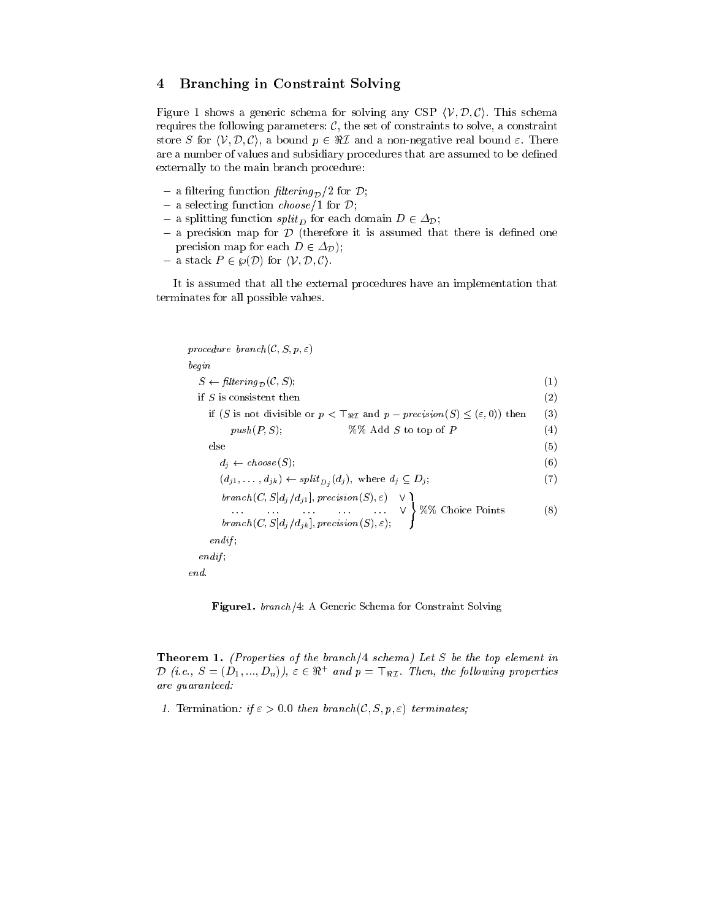## 4 Branching in Constraint Solving

Figure 1 shows a generic schema for solving any CSP $\langle \mathcal{V}, \mathcal{D}, \mathcal{C} \rangle$. This schema requires the following parameters: $\mathcal{C}$, the set of constraints to solve, a constraint store $S$ for $\langle \mathcal{V}, \mathcal{D}, \mathcal{C} \rangle$, a bound $p \in \Re\mathcal{I}$ and a non-negative real bound $\varepsilon$. There are a number of values and subsidiary procedures that are assumed to be defined externally to the main branch procedure:

- a filtering function $\mathit{filtering}_{\mathcal{D}}/2$ for $\mathcal{D}$;
- a selecting function $\mathit{choose}/1$ for $\mathcal{D}$;
- a splitting function $\mathit{split}_D$ for each domain $D \in \Delta_{\mathcal{D}}$;
- a precision map for $\mathcal{D}$ (therefore it is assumed that there is defined one precision map for each $D \in \Delta_{\mathcal{D}}$);
- a stack $P \in \wp(\mathcal{D})$ for $\langle \mathcal{V}, \mathcal{D}, \mathcal{C} \rangle$.

It is assumed that all the external procedures have an implementation that terminates for all possible values.

```
procedure branch(C, S, p, ε)
begin
  S ← filtering_D(C, S);                                                      (1)
  if S is consistent then                                                     (2)
    if (S is not divisible or p < ⊤_ℜI and p − precision(S) ≤ (ε, 0)) then    (3)
        push(P, S);                  %% Add S to top of P                     (4)
    else                                                                      (5)
      d_j ← choose(S);                                                        (6)
      (d_j1, ..., d_jk) ← split_Dj(d_j), where d_j ⊆ D_j;                     (7)
      branch(C, S[d_j/d_j1], precision(S), ε)   ∨ ⎫
       ...    ...    ...    ...    ...          ∨ ⎬ %% Choice Points          (8)
      branch(C, S[d_j/d_jk], precision(S), ε);    ⎭
    endif;
  endif;
end.
```

**Figure1.** $\mathit{branch}/4$: A Generic Schema for Constraint Solving

**Theorem 1.** *(Properties of the branch/4 schema) Let $S$ be the top element in $\mathcal{D}$ (i.e., $S = (D_1, ..., D_n)$), $\varepsilon \in \Re^+$ and $p = \top_{\Re\mathcal{I}}$. Then, the following properties are guaranteed:*

1. Termination*: if $\varepsilon > 0.0$ then $\mathit{branch}(\mathcal{C}, S, p, \varepsilon)$ terminates;*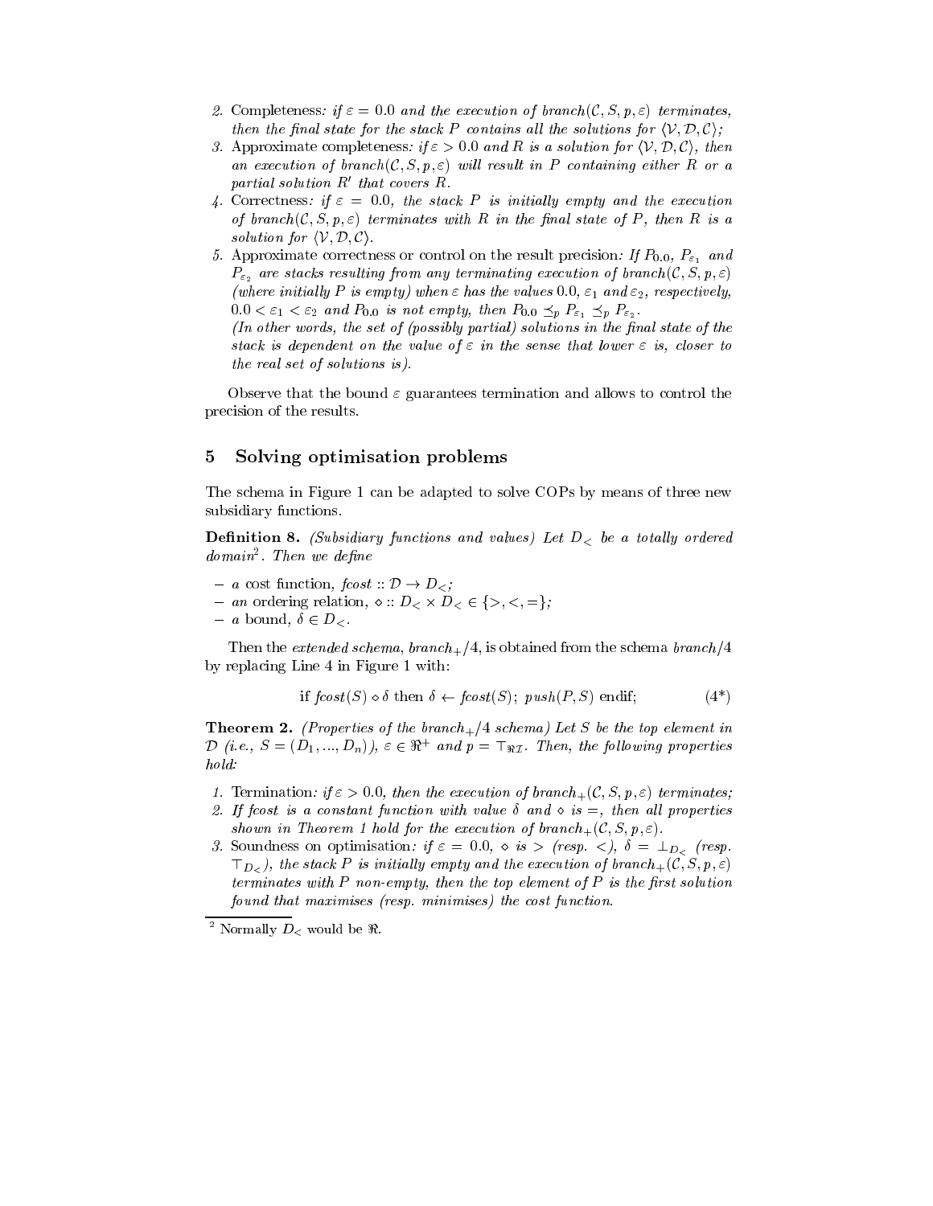2. Completeness*: if $\varepsilon = 0.0$ and the execution of $branch(\mathcal{C}, S, p, \varepsilon)$ terminates, then the final state for the stack $P$ contains all the solutions for $\langle \mathcal{V}, \mathcal{D}, \mathcal{C} \rangle$;*
3. Approximate completeness*: if $\varepsilon > 0.0$ and $R$ is a solution for $\langle \mathcal{V}, \mathcal{D}, \mathcal{C} \rangle$, then an execution of $branch(\mathcal{C}, S, p, \varepsilon)$ will result in $P$ containing either $R$ or a partial solution $R'$ that covers $R$.*
4. Correctness*: if $\varepsilon = 0.0$, the stack $P$ is initially empty and the execution of $branch(\mathcal{C}, S, p, \varepsilon)$ terminates with $R$ in the final state of $P$, then $R$ is a solution for $\langle \mathcal{V}, \mathcal{D}, \mathcal{C} \rangle$.*
5. Approximate correctness or control on the result precision*: If $P_{0.0}$, $P_{\varepsilon_1}$ and $P_{\varepsilon_2}$ are stacks resulting from any terminating execution of $branch(\mathcal{C}, S, p, \varepsilon)$ (where initially $P$ is empty) when $\varepsilon$ has the values $0.0$, $\varepsilon_1$ and $\varepsilon_2$, respectively, $0.0 < \varepsilon_1 < \varepsilon_2$ and $P_{0.0}$ is not empty, then $P_{0.0} \preceq_p P_{\varepsilon_1} \preceq_p P_{\varepsilon_2}$.*
   *(In other words, the set of (possibly partial) solutions in the final state of the stack is dependent on the value of $\varepsilon$ in the sense that lower $\varepsilon$ is, closer to the real set of solutions is).*

Observe that the bound $\varepsilon$ guarantees termination and allows to control the precision of the results.

## 5 Solving optimisation problems

The schema in Figure 1 can be adapted to solve COPs by means of three new subsidiary functions.

**Definition 8.** *(Subsidiary functions and values) Let $D_<$ be a totally ordered domain*[2]*. Then we define*

- *a* cost function, $fcost :: \mathcal{D} \rightarrow D_<$;
- *an* ordering relation, $\diamond :: D_< \times D_< \in \{>, <, =\}$;
- *a* bound, $\delta \in D_<$.

Then the *extended schema*, $branch_+/4$, is obtained from the schema $branch/4$ by replacing Line 4 in Figure 1 with:

$$\text{if } fcost(S) \diamond \delta \text{ then } \delta \leftarrow fcost(S);\ push(P, S) \text{ endif}; \qquad (4^*)$$

**Theorem 2.** *(Properties of the $branch_+/4$ schema) Let $S$ be the top element in $\mathcal{D}$ (i.e., $S = (D_1, ..., D_n)$), $\varepsilon \in \Re^+$ and $p = \top_{\Re\mathcal{I}}$. Then, the following properties hold:*

1. Termination*: if $\varepsilon > 0.0$, then the execution of $branch_+(\mathcal{C}, S, p, \varepsilon)$ terminates;*
2. *If $fcost$ is a constant function with value $\delta$ and $\diamond$ is $=$, then all properties shown in Theorem 1 hold for the execution of $branch_+(\mathcal{C}, S, p, \varepsilon)$.*
3. Soundness on optimisation*: if $\varepsilon = 0.0$, $\diamond$ is $>$ (resp. $<$), $\delta = \bot_{D_<}$ (resp. $\top_{D_<}$), the stack $P$ is initially empty and the execution of $branch_+(\mathcal{C}, S, p, \varepsilon)$ terminates with $P$ non-empty, then the top element of $P$ is the first solution found that maximises (resp. minimises) the cost function.*

[2] Normally $D_<$ would be $\Re$.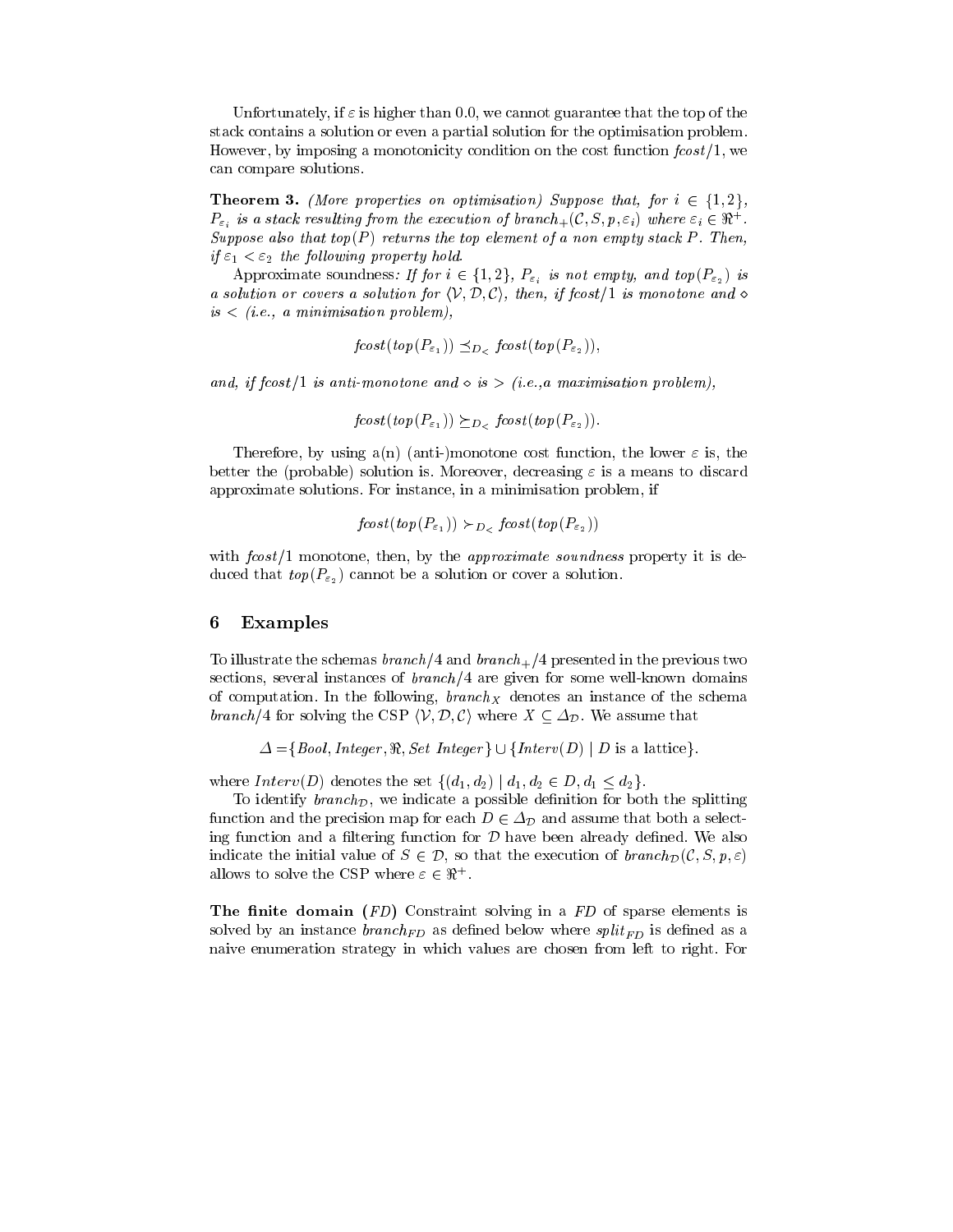Unfortunately, if $\varepsilon$ is higher than 0.0, we cannot guarantee that the top of the stack contains a solution or even a partial solution for the optimisation problem. However, by imposing a monotonicity condition on the cost function *fcost*/1, we can compare solutions.

**Theorem 3.** *(More properties on optimisation) Suppose that, for $i \in \{1,2\}$, $P_{\varepsilon_i}$ is a stack resulting from the execution of $branch_+(\mathcal{C}, S, p, \varepsilon_i)$ where $\varepsilon_i \in \Re^+$. Suppose also that $top(P)$ returns the top element of a non empty stack $P$. Then, if $\varepsilon_1 < \varepsilon_2$ the following property hold.*

Approximate soundness*: If for $i \in \{1,2\}$, $P_{\varepsilon_i}$ is not empty, and $top(P_{\varepsilon_2})$ is a solution or covers a solution for $\langle \mathcal{V}, \mathcal{D}, \mathcal{C} \rangle$, then, if fcost/1 is monotone and $\diamond$ is $<$ (i.e., a minimisation problem),*

$$fcost(top(P_{\varepsilon_1})) \preceq_{D_<} fcost(top(P_{\varepsilon_2})),$$

*and, if fcost/1 is anti-monotone and $\diamond$ is $>$ (i.e.,a maximisation problem),*

$$fcost(top(P_{\varepsilon_1})) \succeq_{D_<} fcost(top(P_{\varepsilon_2})).$$

Therefore, by using a(n) (anti-)monotone cost function, the lower $\varepsilon$ is, the better the (probable) solution is. Moreover, decreasing $\varepsilon$ is a means to discard approximate solutions. For instance, in a minimisation problem, if

$$fcost(top(P_{\varepsilon_1})) \succ_{D_<} fcost(top(P_{\varepsilon_2}))$$

with *fcost*/1 monotone, then, by the *approximate soundness* property it is deduced that $top(P_{\varepsilon_2})$ cannot be a solution or cover a solution.

## 6 Examples

To illustrate the schemas *branch*/4 and $branch_+$/4 presented in the previous two sections, several instances of *branch*/4 are given for some well-known domains of computation. In the following, $branch_X$ denotes an instance of the schema *branch*/4 for solving the CSP $\langle \mathcal{V}, \mathcal{D}, \mathcal{C} \rangle$ where $X \subseteq \Delta_{\mathcal{D}}$. We assume that

$$\Delta = \{Bool, Integer, \Re, Set\ Integer\} \cup \{Interv(D) \mid D \text{ is a lattice}\}.$$

where $Interv(D)$ denotes the set $\{(d_1, d_2) \mid d_1, d_2 \in D, d_1 \leq d_2\}$.

To identify $branch_{\mathcal{D}}$, we indicate a possible definition for both the splitting function and the precision map for each $D \in \Delta_{\mathcal{D}}$ and assume that both a selecting function and a filtering function for $\mathcal{D}$ have been already defined. We also indicate the initial value of $S \in \mathcal{D}$, so that the execution of $branch_{\mathcal{D}}(\mathcal{C}, S, p, \varepsilon)$ allows to solve the CSP where $\varepsilon \in \Re^+$.

**The finite domain (*FD*)** Constraint solving in a *FD* of sparse elements is solved by an instance $branch_{FD}$ as defined below where $split_{FD}$ is defined as a naive enumeration strategy in which values are chosen from left to right. For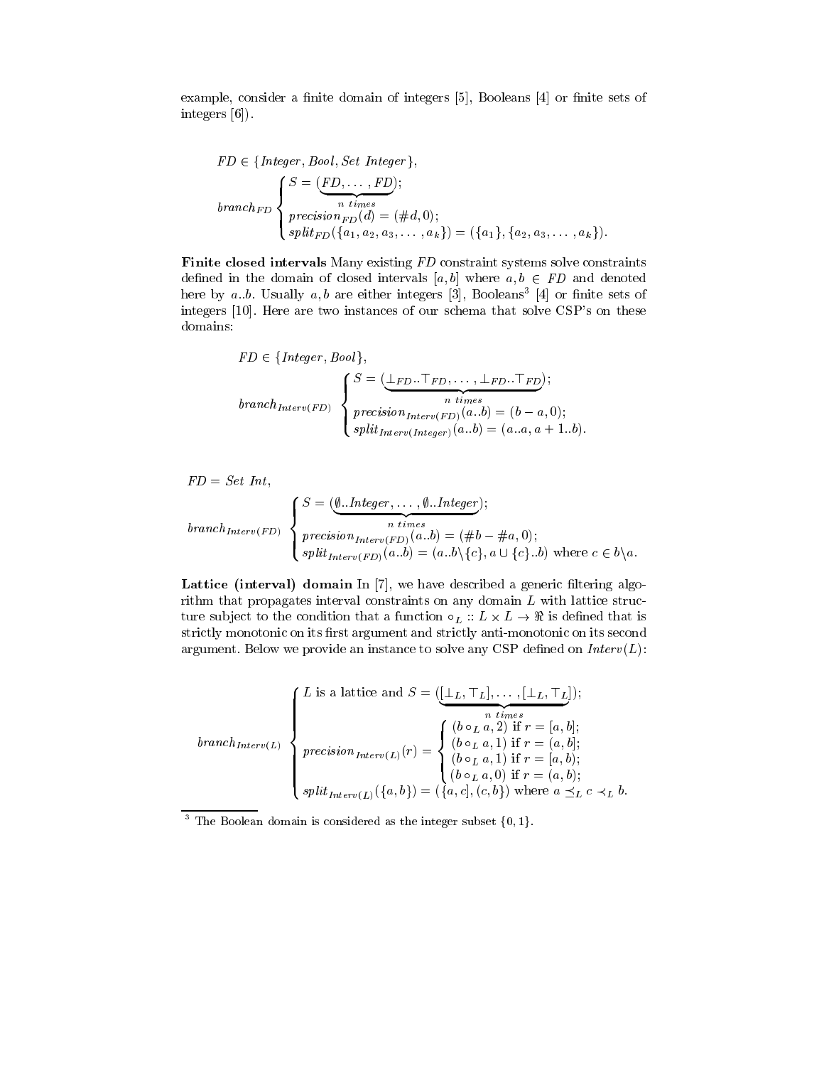example, consider a finite domain of integers [5], Booleans [4] or finite sets of integers [6]).

$$FD \in \{Integer, Bool, Set\ Integer\},$$

$$branch_{FD} \begin{cases} S = (\underbrace{FD, \ldots, FD}_{n\ times}); \\ precision_{FD}(d) = (\#d, 0); \\ split_{FD}(\{a_1, a_2, a_3, \ldots, a_k\}) = (\{a_1\}, \{a_2, a_3, \ldots, a_k\}). \end{cases}$$

**Finite closed intervals** Many existing *FD* constraint systems solve constraints defined in the domain of closed intervals $[a, b]$ where $a, b \in FD$ and denoted here by $a..b$. Usually $a, b$ are either integers [3], Booleans[3] [4] or finite sets of integers [10]. Here are two instances of our schema that solve CSP's on these domains:

$$FD \in \{Integer, Bool\},$$

$$branch_{Interv(FD)} \begin{cases} S = (\underbrace{\bot_{FD}..\top_{FD}, \ldots, \bot_{FD}..\top_{FD}}_{n\ times}); \\ precision_{Interv(FD)}(a..b) = (b - a, 0); \\ split_{Interv(Integer)}(a..b) = (a..a, a + 1..b). \end{cases}$$

$$FD = Set\ Int,$$

$$branch_{Interv(FD)} \begin{cases} S = (\underbrace{\emptyset..Integer, \ldots, \emptyset..Integer}_{n\ times}); \\ precision_{Interv(FD)}(a..b) = (\#b - \#a, 0); \\ split_{Interv(FD)}(a..b) = (a..b \backslash \{c\}, a \cup \{c\}..b) \text{ where } c \in b \backslash a. \end{cases}$$

**Lattice (interval) domain** In [7], we have described a generic filtering algorithm that propagates interval constraints on any domain $L$ with lattice structure subject to the condition that a function $\circ_L :: L \times L \to \Re$ is defined that is strictly monotonic on its first argument and strictly anti-monotonic on its second argument. Below we provide an instance to solve any CSP defined on $Interv(L)$:

$$branch_{Interv(L)} \begin{cases} L \text{ is a lattice and } S = (\underbrace{[\bot_L, \top_L], \ldots, [\bot_L, \top_L]}_{n\ times}); \\ precision_{Interv(L)}(r) = \begin{cases} (b \circ_L a, 2) \text{ if } r = [a, b]; \\ (b \circ_L a, 1) \text{ if } r = (a, b]; \\ (b \circ_L a, 1) \text{ if } r = [a, b); \\ (b \circ_L a, 0) \text{ if } r = (a, b); \end{cases} \\ split_{Interv(L)}(\{a, b\}) = (\{a, c], (c, b\}) \text{ where } a \preceq_L c \prec_L b. \end{cases}$$

[3] The Boolean domain is considered as the integer subset $\{0, 1\}$.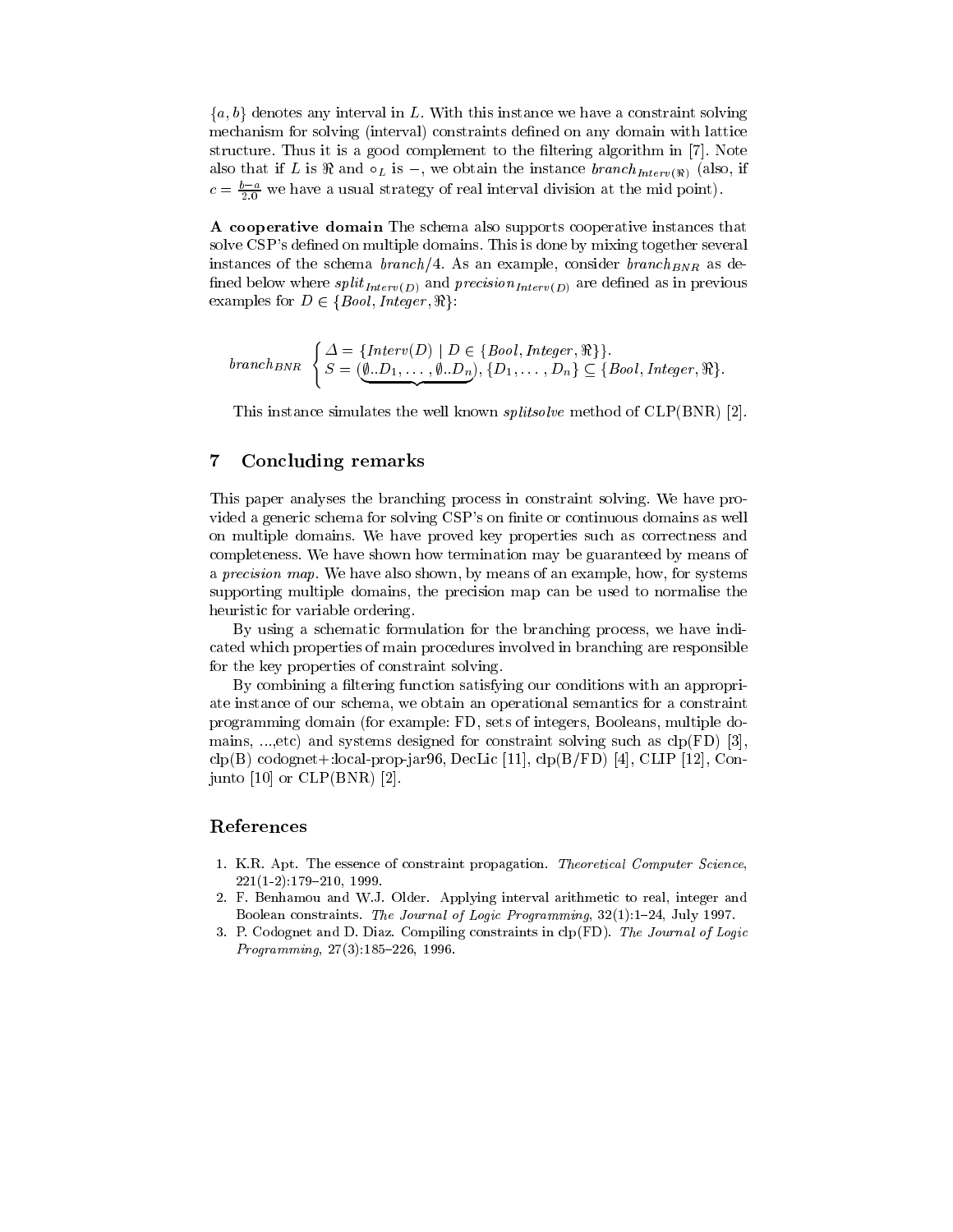$\{a, b\}$ denotes any interval in $L$. With this instance we have a constraint solving mechanism for solving (interval) constraints defined on any domain with lattice structure. Thus it is a good complement to the filtering algorithm in [7]. Note also that if $L$ is $\Re$ and $\circ_L$ is $-$, we obtain the instance $branch_{Interv(\Re)}$ (also, if $c = \frac{b-a}{2.0}$ we have a usual strategy of real interval division at the mid point).

**A cooperative domain** The schema also supports cooperative instances that solve CSP's defined on multiple domains. This is done by mixing together several instances of the schema *branch*/4. As an example, consider $branch_{BNR}$ as defined below where $split_{Interv(D)}$ and $precision_{Interv(D)}$ are defined as in previous examples for $D \in \{Bool, Integer, \Re\}$:

$$branch_{BNR} \begin{cases} \Delta = \{Interv(D) \mid D \in \{Bool, Integer, \Re\}\}. \\ S = (\underbrace{\emptyset..D_1, \ldots, \emptyset..D_n}), \{D_1, \ldots, D_n\} \subseteq \{Bool, Integer, \Re\}. \end{cases}$$

This instance simulates the well known *splitsolve* method of CLP(BNR) [2].

## 7 Concluding remarks

This paper analyses the branching process in constraint solving. We have provided a generic schema for solving CSP's on finite or continuous domains as well on multiple domains. We have proved key properties such as correctness and completeness. We have shown how termination may be guaranteed by means of a *precision map*. We have also shown, by means of an example, how, for systems supporting multiple domains, the precision map can be used to normalise the heuristic for variable ordering.

By using a schematic formulation for the branching process, we have indicated which properties of main procedures involved in branching are responsible for the key properties of constraint solving.

By combining a filtering function satisfying our conditions with an appropriate instance of our schema, we obtain an operational semantics for a constraint programming domain (for example: FD, sets of integers, Booleans, multiple domains, ...,etc) and systems designed for constraint solving such as clp(FD) [3], clp(B) codognet+:local-prop-jar96, DecLic [11], clp(B/FD) [4], CLIP [12], Conjunto [10] or CLP(BNR) [2].

## References

1. K.R. Apt. The essence of constraint propagation. *Theoretical Computer Science*, 221(1-2):179–210, 1999.
2. F. Benhamou and W.J. Older. Applying interval arithmetic to real, integer and Boolean constraints. *The Journal of Logic Programming*, 32(1):1–24, July 1997.
3. P. Codognet and D. Diaz. Compiling constraints in clp(FD). *The Journal of Logic Programming*, 27(3):185–226, 1996.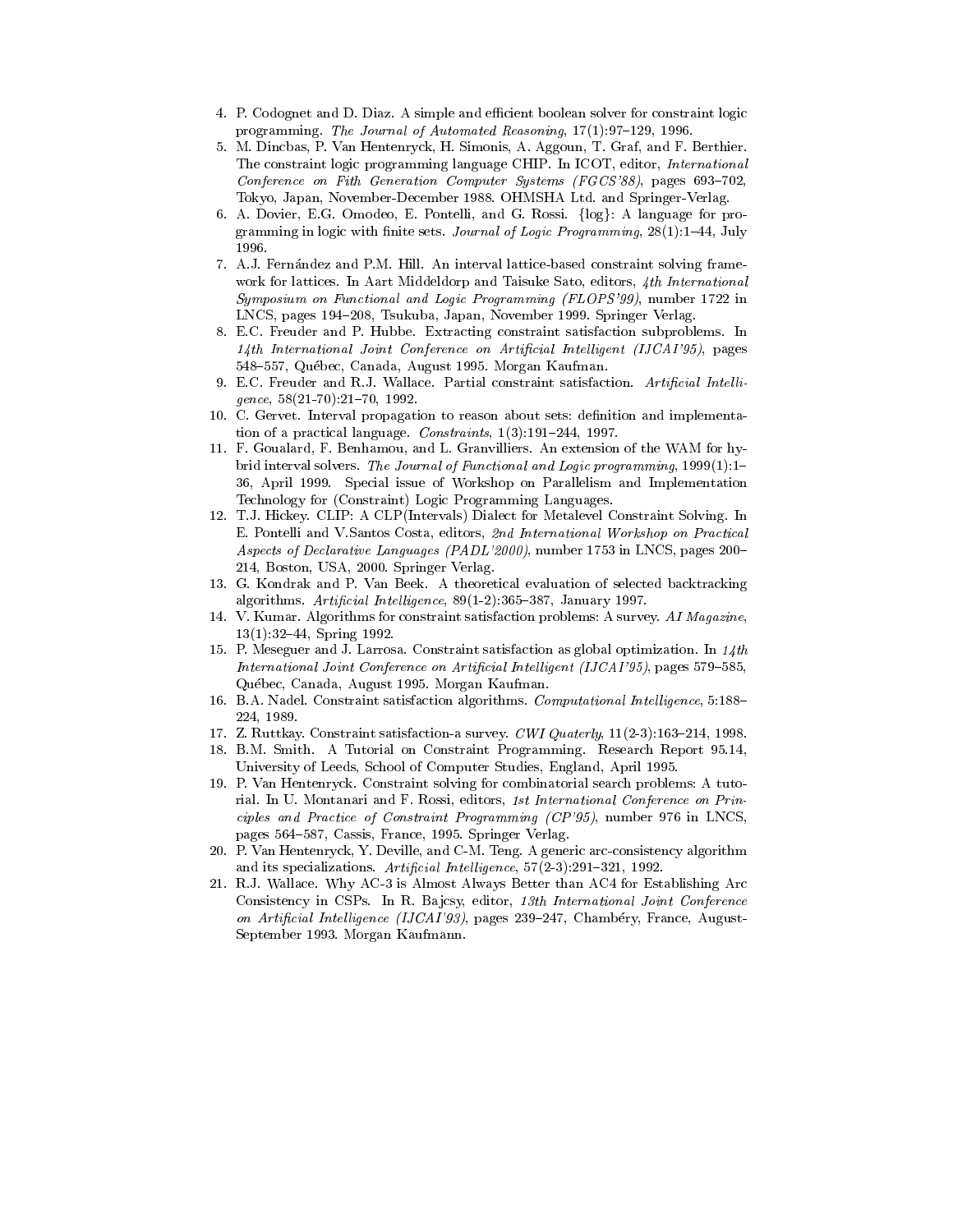4. P. Codognet and D. Diaz. A simple and efficient boolean solver for constraint logic programming. *The Journal of Automated Reasoning*, 17(1):97–129, 1996.
5. M. Dincbas, P. Van Hentenryck, H. Simonis, A. Aggoun, T. Graf, and F. Berthier. The constraint logic programming language CHIP. In ICOT, editor, *International Conference on Fith Generation Computer Systems (FGCS'88)*, pages 693–702, Tokyo, Japan, November-December 1988. OHMSHA Ltd. and Springer-Verlag.
6. A. Dovier, E.G. Omodeo, E. Pontelli, and G. Rossi. {log}: A language for programming in logic with finite sets. *Journal of Logic Programming*, 28(1):1–44, July 1996.
7. A.J. Fernández and P.M. Hill. An interval lattice-based constraint solving framework for lattices. In Aart Middeldorp and Taisuke Sato, editors, *4th International Symposium on Functional and Logic Programming (FLOPS'99)*, number 1722 in LNCS, pages 194–208, Tsukuba, Japan, November 1999. Springer Verlag.
8. E.C. Freuder and P. Hubbe. Extracting constraint satisfaction subproblems. In *14th International Joint Conference on Artificial Intelligent (IJCAI'95)*, pages 548–557, Québec, Canada, August 1995. Morgan Kaufman.
9. E.C. Freuder and R.J. Wallace. Partial constraint satisfaction. *Artificial Intelligence*, 58(21-70):21–70, 1992.
10. C. Gervet. Interval propagation to reason about sets: definition and implementation of a practical language. *Constraints*, 1(3):191–244, 1997.
11. F. Goualard, F. Benhamou, and L. Granvilliers. An extension of the WAM for hybrid interval solvers. *The Journal of Functional and Logic programming*, 1999(1):1–36, April 1999. Special issue of Workshop on Parallelism and Implementation Technology for (Constraint) Logic Programming Languages.
12. T.J. Hickey. CLIP: A CLP(Intervals) Dialect for Metalevel Constraint Solving. In E. Pontelli and V.Santos Costa, editors, *2nd International Workshop on Practical Aspects of Declarative Languages (PADL'2000)*, number 1753 in LNCS, pages 200–214, Boston, USA, 2000. Springer Verlag.
13. G. Kondrak and P. Van Beek. A theoretical evaluation of selected backtracking algorithms. *Artificial Intelligence*, 89(1-2):365–387, January 1997.
14. V. Kumar. Algorithms for constraint satisfaction problems: A survey. *AI Magazine*, 13(1):32–44, Spring 1992.
15. P. Meseguer and J. Larrosa. Constraint satisfaction as global optimization. In *14th International Joint Conference on Artificial Intelligent (IJCAI'95)*, pages 579–585, Québec, Canada, August 1995. Morgan Kaufman.
16. B.A. Nadel. Constraint satisfaction algorithms. *Computational Intelligence*, 5:188–224, 1989.
17. Z. Ruttkay. Constraint satisfaction-a survey. *CWI Quaterly*, 11(2-3):163–214, 1998.
18. B.M. Smith. A Tutorial on Constraint Programming. Research Report 95.14, University of Leeds, School of Computer Studies, England, April 1995.
19. P. Van Hentenryck. Constraint solving for combinatorial search problems: A tutorial. In U. Montanari and F. Rossi, editors, *1st International Conference on Principles and Practice of Constraint Programming (CP'95)*, number 976 in LNCS, pages 564–587, Cassis, France, 1995. Springer Verlag.
20. P. Van Hentenryck, Y. Deville, and C-M. Teng. A generic arc-consistency algorithm and its specializations. *Artificial Intelligence*, 57(2-3):291–321, 1992.
21. R.J. Wallace. Why AC-3 is Almost Always Better than AC4 for Establishing Arc Consistency in CSPs. In R. Bajcsy, editor, *13th International Joint Conference on Artificial Intelligence (IJCAI'93)*, pages 239–247, Chambéry, France, August-September 1993. Morgan Kaufmann.